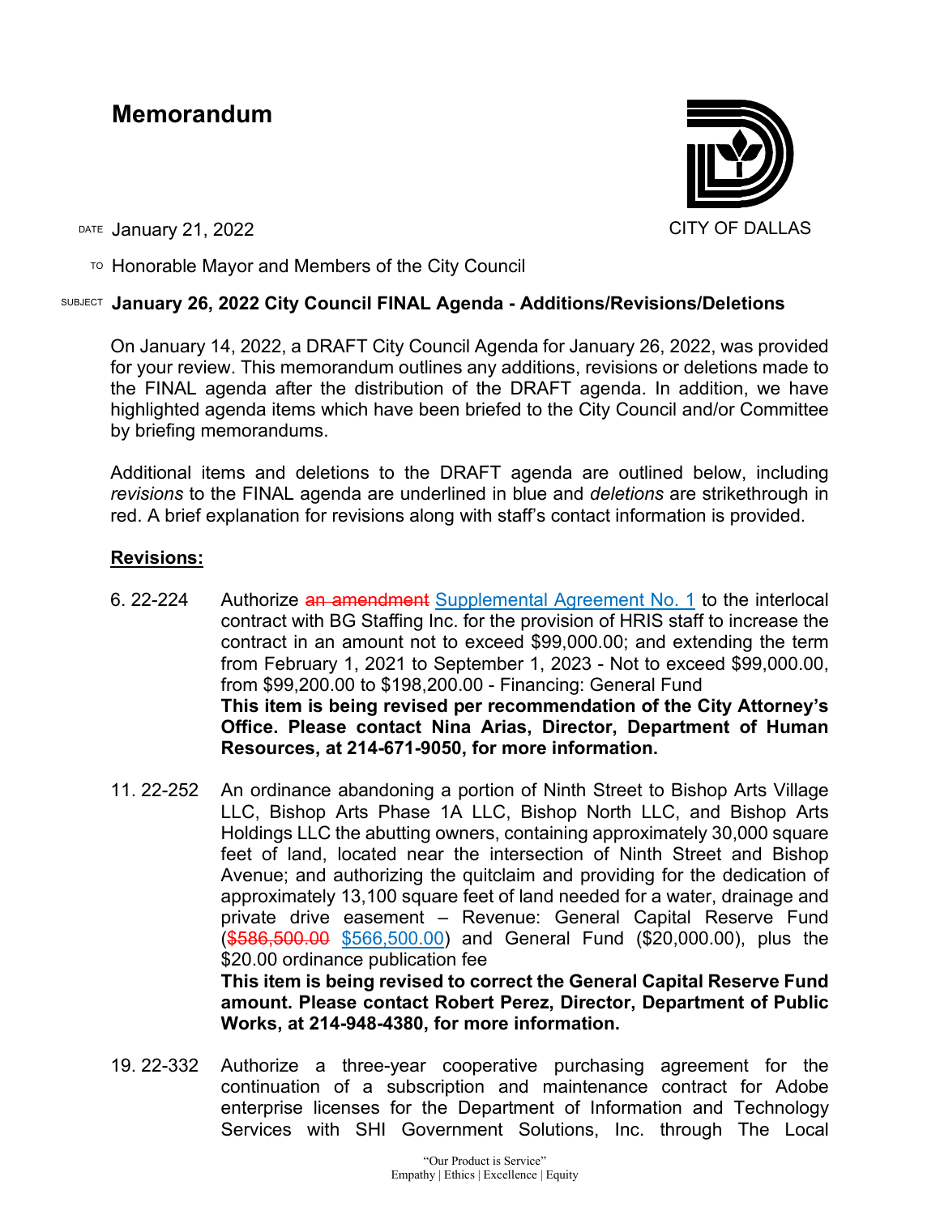# Memorandum

CITY OF DALLAS

DATE January 21, 2022

TO Honorable Mayor and Members of the City Council

SUBJECT **January 26, 2022 City Council FINAL Agenda - Additions/Revisions/Deletions**

On January 14, 2022, a DRAFT City Council Agenda for January 26, 2022, was provided for your review. This memorandum outlines any additions, revisions or deletions made to the FINAL agenda after the distribution of the DRAFT agenda. In addition, we have highlighted agenda items which have been briefed to the City Council and/or Committee by briefing memorandums.

Additional items and deletions to the DRAFT agenda are outlined below, including *revisions* to the FINAL agenda are underlined in blue and *deletions* are strikethrough in red. A brief explanation for revisions along with staff's contact information is provided.

## Revisions:

6. 22-224 Authorize ~~an amendment~~ <u>Supplemental Agreement No. 1</u> to the interlocal contract with BG Staffing Inc. for the provision of HRIS staff to increase the contract in an amount not to exceed $99,000.00; and extending the term from February 1, 2021 to September 1, 2023 - Not to exceed $99,000.00, from $99,200.00 to $198,200.00 - Financing: General Fund
**This item is being revised per recommendation of the City Attorney's Office. Please contact Nina Arias, Director, Department of Human Resources, at 214-671-9050, for more information.**

11. 22-252 An ordinance abandoning a portion of Ninth Street to Bishop Arts Village LLC, Bishop Arts Phase 1A LLC, Bishop North LLC, and Bishop Arts Holdings LLC the abutting owners, containing approximately 30,000 square feet of land, located near the intersection of Ninth Street and Bishop Avenue; and authorizing the quitclaim and providing for the dedication of approximately 13,100 square feet of land needed for a water, drainage and private drive easement – Revenue: General Capital Reserve Fund (~~$586,500.00~~ <u>$566,500.00</u>) and General Fund ($20,000.00), plus the $20.00 ordinance publication fee
**This item is being revised to correct the General Capital Reserve Fund amount. Please contact Robert Perez, Director, Department of Public Works, at 214-948-4380, for more information.**

19. 22-332 Authorize a three-year cooperative purchasing agreement for the continuation of a subscription and maintenance contract for Adobe enterprise licenses for the Department of Information and Technology Services with SHI Government Solutions, Inc. through The Local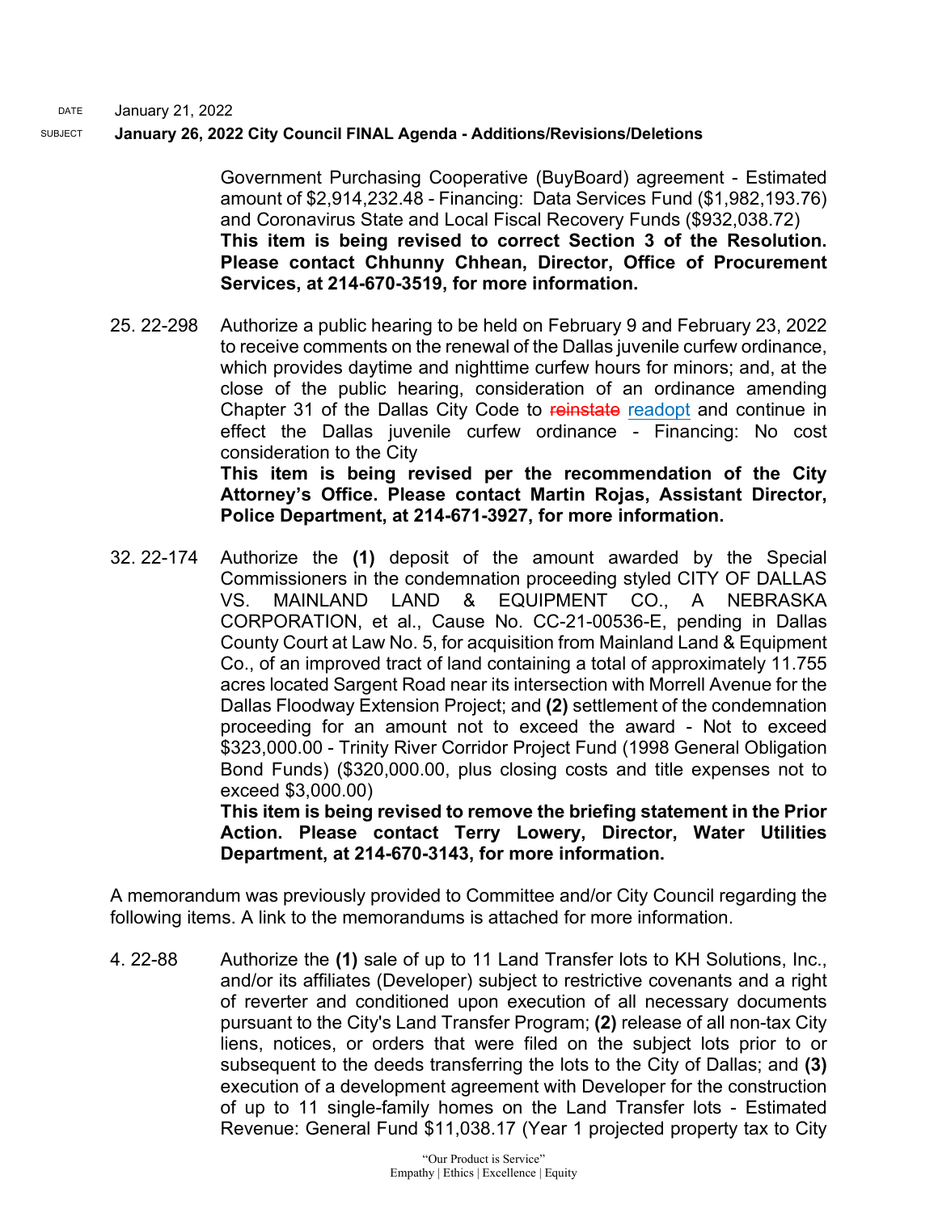DATE January 21, 2022

SUBJECT **January 26, 2022 City Council FINAL Agenda - Additions/Revisions/Deletions**

Government Purchasing Cooperative (BuyBoard) agreement - Estimated amount of $2,914,232.48 - Financing: Data Services Fund ($1,982,193.76) and Coronavirus State and Local Fiscal Recovery Funds ($932,038.72)
**This item is being revised to correct Section 3 of the Resolution. Please contact Chhunny Chhean, Director, Office of Procurement Services, at 214-670-3519, for more information.**

25. 22-298 Authorize a public hearing to be held on February 9 and February 23, 2022 to receive comments on the renewal of the Dallas juvenile curfew ordinance, which provides daytime and nighttime curfew hours for minors; and, at the close of the public hearing, consideration of an ordinance amending Chapter 31 of the Dallas City Code to ~~reinstate~~ readopt and continue in effect the Dallas juvenile curfew ordinance - Financing: No cost consideration to the City
**This item is being revised per the recommendation of the City Attorney's Office. Please contact Martin Rojas, Assistant Director, Police Department, at 214-671-3927, for more information.**

32. 22-174 Authorize the **(1)** deposit of the amount awarded by the Special Commissioners in the condemnation proceeding styled CITY OF DALLAS VS. MAINLAND LAND & EQUIPMENT CO., A NEBRASKA CORPORATION, et al., Cause No. CC-21-00536-E, pending in Dallas County Court at Law No. 5, for acquisition from Mainland Land & Equipment Co., of an improved tract of land containing a total of approximately 11.755 acres located Sargent Road near its intersection with Morrell Avenue for the Dallas Floodway Extension Project; and **(2)** settlement of the condemnation proceeding for an amount not to exceed the award - Not to exceed $323,000.00 - Trinity River Corridor Project Fund (1998 General Obligation Bond Funds) ($320,000.00, plus closing costs and title expenses not to exceed $3,000.00)
**This item is being revised to remove the briefing statement in the Prior Action. Please contact Terry Lowery, Director, Water Utilities Department, at 214-670-3143, for more information.**

A memorandum was previously provided to Committee and/or City Council regarding the following items. A link to the memorandums is attached for more information.

4. 22-88 Authorize the **(1)** sale of up to 11 Land Transfer lots to KH Solutions, Inc., and/or its affiliates (Developer) subject to restrictive covenants and a right of reverter and conditioned upon execution of all necessary documents pursuant to the City's Land Transfer Program; **(2)** release of all non-tax City liens, notices, or orders that were filed on the subject lots prior to or subsequent to the deeds transferring the lots to the City of Dallas; and **(3)** execution of a development agreement with Developer for the construction of up to 11 single-family homes on the Land Transfer lots - Estimated Revenue: General Fund $11,038.17 (Year 1 projected property tax to City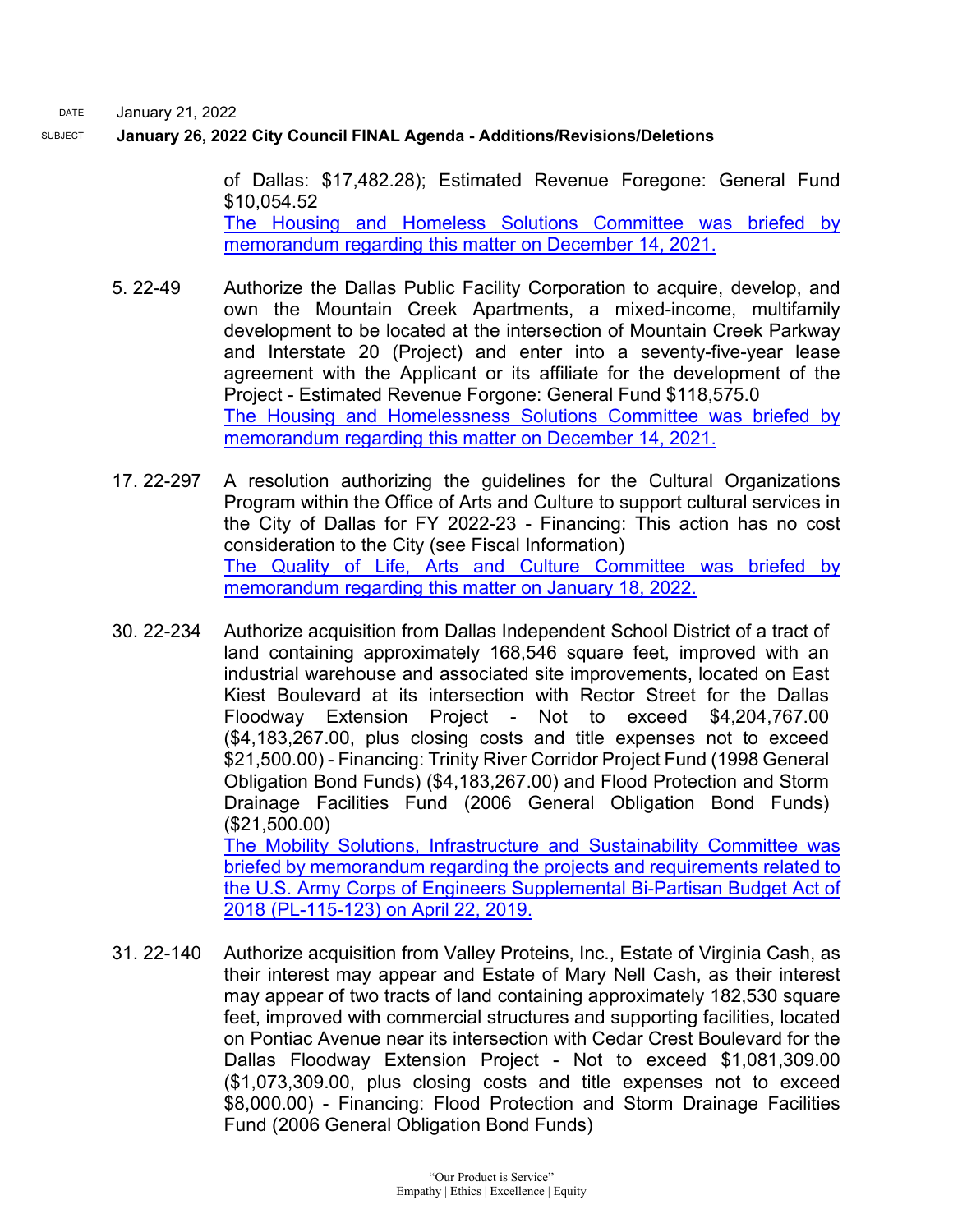DATE January 21, 2022

SUBJECT **January 26, 2022 City Council FINAL Agenda - Additions/Revisions/Deletions**

of Dallas: $17,482.28); Estimated Revenue Foregone: General Fund $10,054.52
The Housing and Homeless Solutions Committee was briefed by memorandum regarding this matter on December 14, 2021.

5. 22-49 Authorize the Dallas Public Facility Corporation to acquire, develop, and own the Mountain Creek Apartments, a mixed-income, multifamily development to be located at the intersection of Mountain Creek Parkway and Interstate 20 (Project) and enter into a seventy-five-year lease agreement with the Applicant or its affiliate for the development of the Project - Estimated Revenue Forgone: General Fund $118,575.0
The Housing and Homelessness Solutions Committee was briefed by memorandum regarding this matter on December 14, 2021.

17. 22-297 A resolution authorizing the guidelines for the Cultural Organizations Program within the Office of Arts and Culture to support cultural services in the City of Dallas for FY 2022-23 - Financing: This action has no cost consideration to the City (see Fiscal Information)
The Quality of Life, Arts and Culture Committee was briefed by memorandum regarding this matter on January 18, 2022.

30. 22-234 Authorize acquisition from Dallas Independent School District of a tract of land containing approximately 168,546 square feet, improved with an industrial warehouse and associated site improvements, located on East Kiest Boulevard at its intersection with Rector Street for the Dallas Floodway Extension Project - Not to exceed $4,204,767.00 ($4,183,267.00, plus closing costs and title expenses not to exceed $21,500.00) - Financing: Trinity River Corridor Project Fund (1998 General Obligation Bond Funds) ($4,183,267.00) and Flood Protection and Storm Drainage Facilities Fund (2006 General Obligation Bond Funds) ($21,500.00)
The Mobility Solutions, Infrastructure and Sustainability Committee was briefed by memorandum regarding the projects and requirements related to the U.S. Army Corps of Engineers Supplemental Bi-Partisan Budget Act of 2018 (PL-115-123) on April 22, 2019.

31. 22-140 Authorize acquisition from Valley Proteins, Inc., Estate of Virginia Cash, as their interest may appear and Estate of Mary Nell Cash, as their interest may appear of two tracts of land containing approximately 182,530 square feet, improved with commercial structures and supporting facilities, located on Pontiac Avenue near its intersection with Cedar Crest Boulevard for the Dallas Floodway Extension Project - Not to exceed $1,081,309.00 ($1,073,309.00, plus closing costs and title expenses not to exceed $8,000.00) - Financing: Flood Protection and Storm Drainage Facilities Fund (2006 General Obligation Bond Funds)

"Our Product is Service"
Empathy | Ethics | Excellence | Equity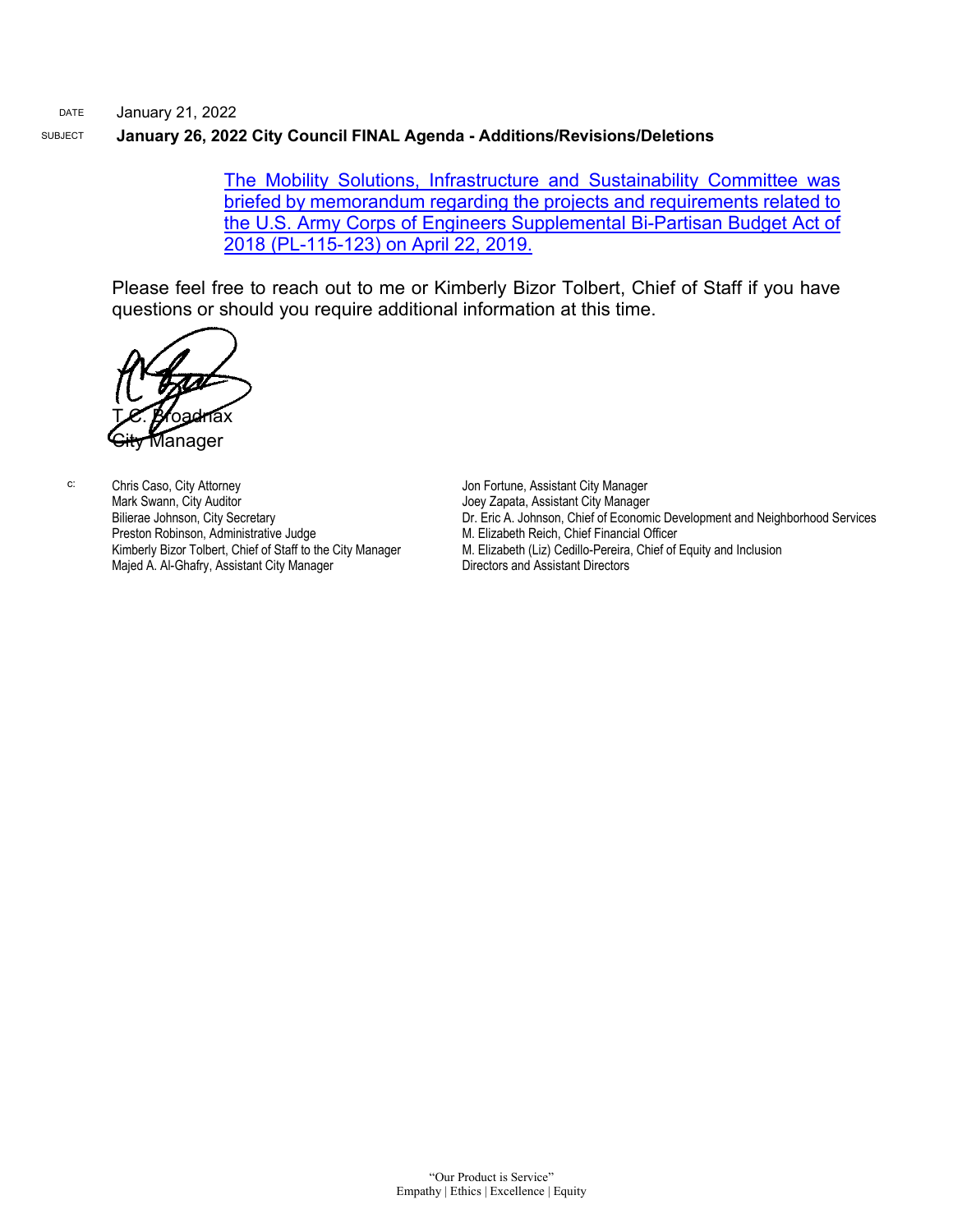DATE January 21, 2022

SUBJECT **January 26, 2022 City Council FINAL Agenda - Additions/Revisions/Deletions**

The Mobility Solutions, Infrastructure and Sustainability Committee was briefed by memorandum regarding the projects and requirements related to the U.S. Army Corps of Engineers Supplemental Bi-Partisan Budget Act of 2018 (PL-115-123) on April 22, 2019.

Please feel free to reach out to me or Kimberly Bizor Tolbert, Chief of Staff if you have questions or should you require additional information at this time.

T.C. Broadnax
City Manager

c:
Chris Caso, City Attorney
Mark Swann, City Auditor
Bilierae Johnson, City Secretary
Preston Robinson, Administrative Judge
Kimberly Bizor Tolbert, Chief of Staff to the City Manager
Majed A. Al-Ghafry, Assistant City Manager
Jon Fortune, Assistant City Manager
Joey Zapata, Assistant City Manager
Dr. Eric A. Johnson, Chief of Economic Development and Neighborhood Services
M. Elizabeth Reich, Chief Financial Officer
M. Elizabeth (Liz) Cedillo-Pereira, Chief of Equity and Inclusion
Directors and Assistant Directors

"Our Product is Service"
Empathy | Ethics | Excellence | Equity